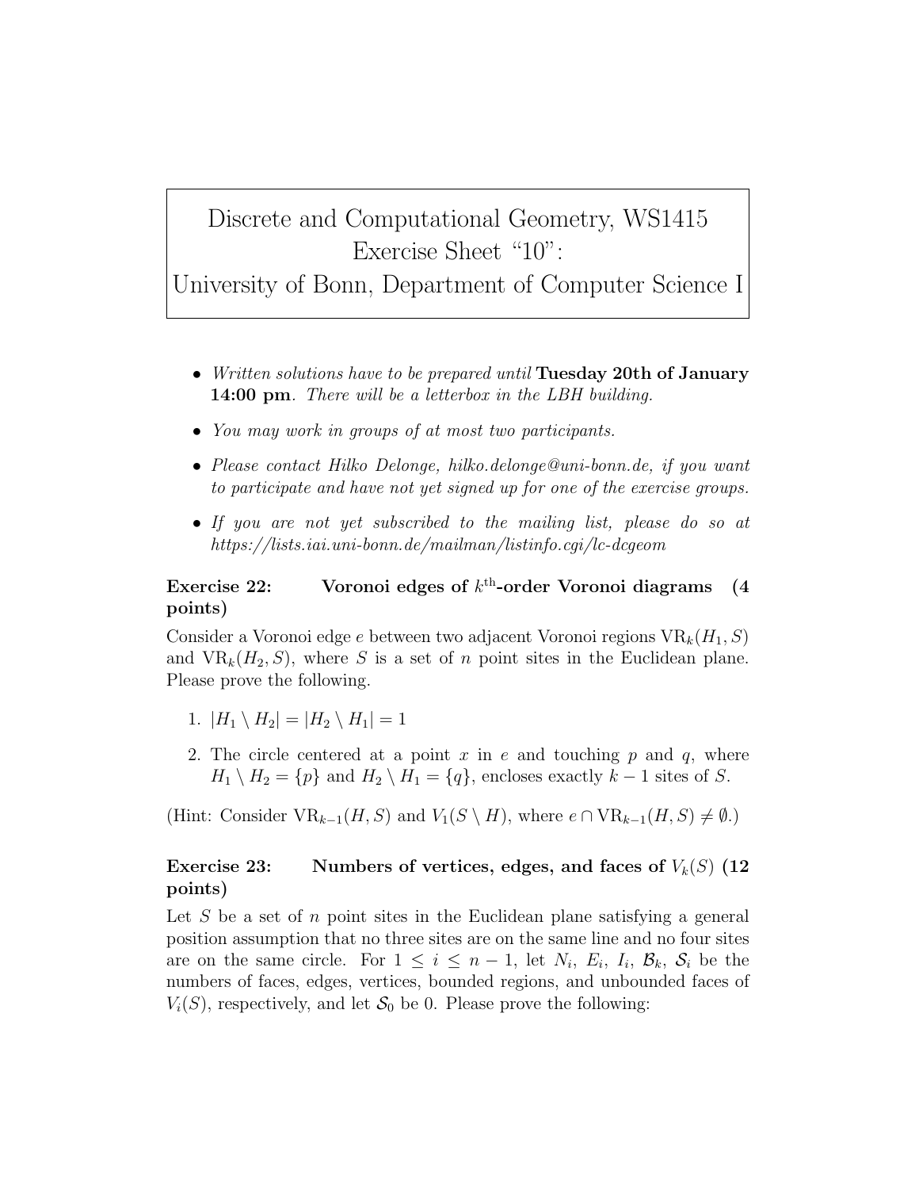# Discrete and Computational Geometry, WS1415
## Exercise Sheet "10":
## University of Bonn, Department of Computer Science I

- *Written solutions have to be prepared until* **Tuesday 20th of January 14:00 pm**. *There will be a letterbox in the LBH building.*
- *You may work in groups of at most two participants.*
- *Please contact Hilko Delonge, hilko.delonge@uni-bonn.de, if you want to participate and have not yet signed up for one of the exercise groups.*
- *If you are not yet subscribed to the mailing list, please do so at https://lists.iai.uni-bonn.de/mailman/listinfo.cgi/lc-dcgeom*

### Exercise 22: Voronoi edges of $k^{\text{th}}$-order Voronoi diagrams (4 points)

Consider a Voronoi edge $e$ between two adjacent Voronoi regions $\text{VR}_k(H_1, S)$ and $\text{VR}_k(H_2, S)$, where $S$ is a set of $n$ point sites in the Euclidean plane. Please prove the following.

1. $|H_1 \setminus H_2| = |H_2 \setminus H_1| = 1$
2. The circle centered at a point $x$ in $e$ and touching $p$ and $q$, where $H_1 \setminus H_2 = \{p\}$ and $H_2 \setminus H_1 = \{q\}$, encloses exactly $k-1$ sites of $S$.

(Hint: Consider $\text{VR}_{k-1}(H, S)$ and $V_1(S \setminus H)$, where $e \cap \text{VR}_{k-1}(H, S) \neq \emptyset$.)

### Exercise 23: Numbers of vertices, edges, and faces of $V_k(S)$ (12 points)

Let $S$ be a set of $n$ point sites in the Euclidean plane satisfying a general position assumption that no three sites are on the same line and no four sites are on the same circle. For $1 \leq i \leq n-1$, let $N_i$, $E_i$, $I_i$, $\mathcal{B}_k$, $\mathcal{S}_i$ be the numbers of faces, edges, vertices, bounded regions, and unbounded faces of $V_i(S)$, respectively, and let $\mathcal{S}_0$ be 0. Please prove the following: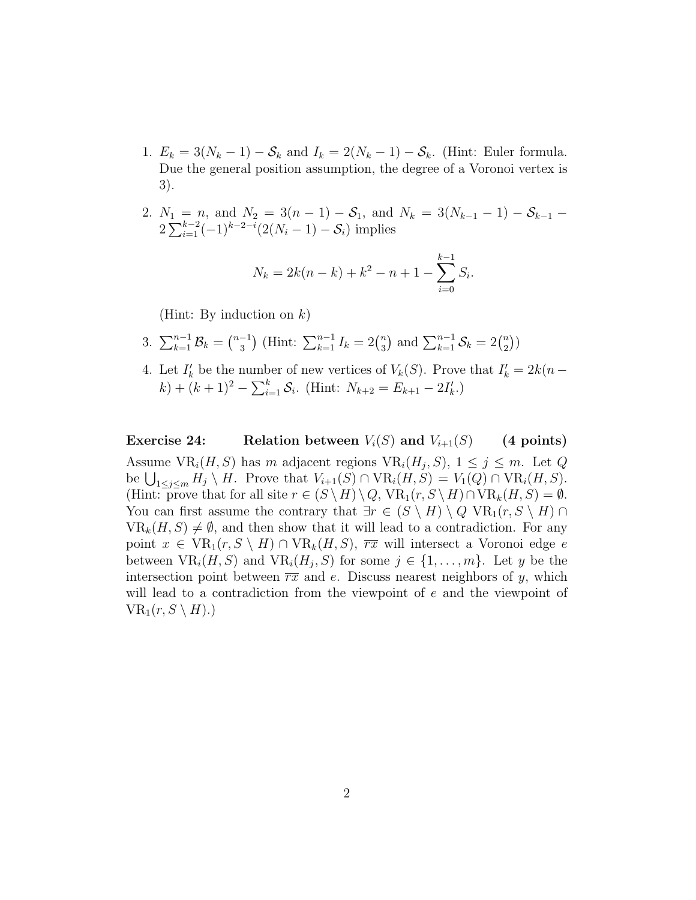1. $E_k = 3(N_k - 1) - \mathcal{S}_k$ and $I_k = 2(N_k - 1) - \mathcal{S}_k$. (Hint: Euler formula. Due the general position assumption, the degree of a Voronoi vertex is 3).

2. $N_1 = n$, and $N_2 = 3(n-1) - \mathcal{S}_1$, and $N_k = 3(N_{k-1} - 1) - \mathcal{S}_{k-1} - 2\sum_{i=1}^{k-2}(-1)^{k-2-i}(2(N_i - 1) - \mathcal{S}_i)$ implies

$$N_k = 2k(n-k) + k^2 - n + 1 - \sum_{i=0}^{k-1} S_i.$$

(Hint: By induction on $k$)

3. $\sum_{k=1}^{n-1} \mathcal{B}_k = \binom{n-1}{3}$ (Hint: $\sum_{k=1}^{n-1} I_k = 2\binom{n}{3}$ and $\sum_{k=1}^{n-1} \mathcal{S}_k = 2\binom{n}{2}$)

4. Let $I'_k$ be the number of new vertices of $V_k(S)$. Prove that $I'_k = 2k(n-k) + (k+1)^2 - \sum_{i=1}^{k} \mathcal{S}_i$. (Hint: $N_{k+2} = E_{k+1} - 2I'_k$.)

**Exercise 24: Relation between $V_i(S)$ and $V_{i+1}(S)$ (4 points)**

Assume $\mathrm{VR}_i(H, S)$ has $m$ adjacent regions $\mathrm{VR}_i(H_j, S)$, $1 \leq j \leq m$. Let $Q$ be $\bigcup_{1 \leq j \leq m} H_j \setminus H$. Prove that $V_{i+1}(S) \cap \mathrm{VR}_i(H, S) = V_1(Q) \cap \mathrm{VR}_i(H, S)$. (Hint: prove that for all site $r \in (S \setminus H) \setminus Q$, $\mathrm{VR}_1(r, S \setminus H) \cap \mathrm{VR}_k(H, S) = \emptyset$. You can first assume the contrary that $\exists r \in (S \setminus H) \setminus Q$ $\mathrm{VR}_1(r, S \setminus H) \cap \mathrm{VR}_k(H, S) \neq \emptyset$, and then show that it will lead to a contradiction. For any point $x \in \mathrm{VR}_1(r, S \setminus H) \cap \mathrm{VR}_k(H, S)$, $\overline{rx}$ will intersect a Voronoi edge $e$ between $\mathrm{VR}_i(H, S)$ and $\mathrm{VR}_i(H_j, S)$ for some $j \in \{1, \ldots, m\}$. Let $y$ be the intersection point between $\overline{rx}$ and $e$. Discuss nearest neighbors of $y$, which will lead to a contradiction from the viewpoint of $e$ and the viewpoint of $\mathrm{VR}_1(r, S \setminus H)$.)